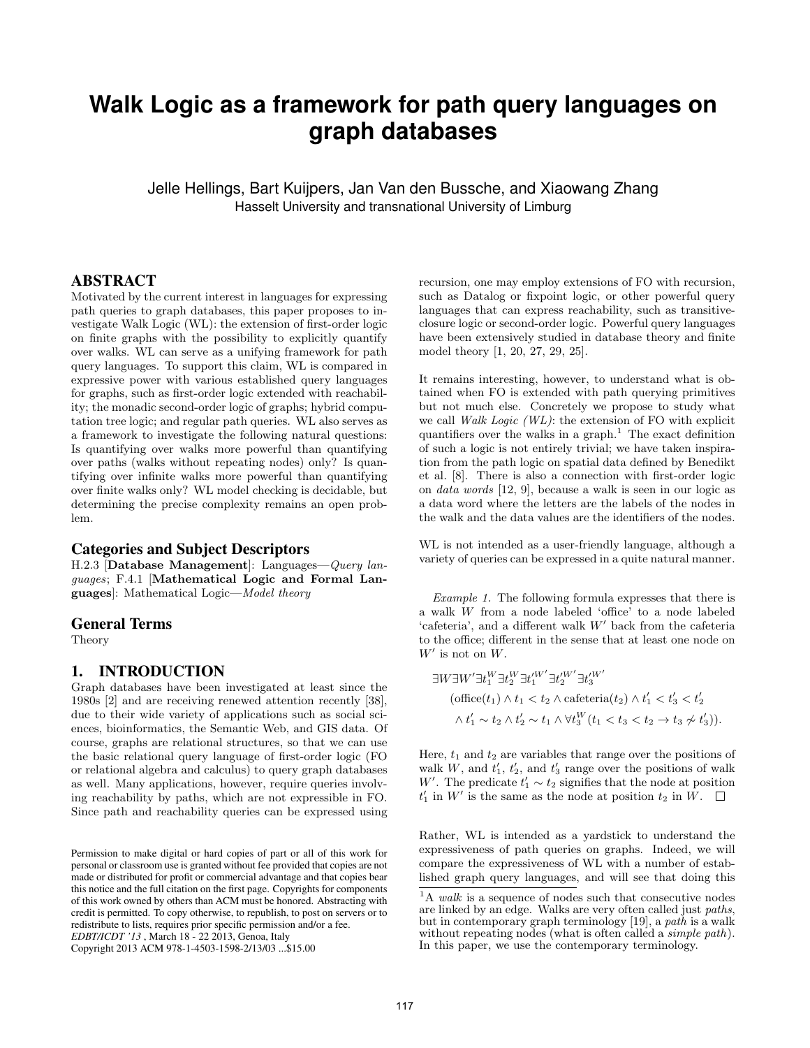# Walk Logic as a framework for path query languages on graph databases

Jelle Hellings, Bart Kuijpers, Jan Van den Bussche, and Xiaowang Zhang
Hasselt University and transnational University of Limburg

## ABSTRACT

Motivated by the current interest in languages for expressing path queries to graph databases, this paper proposes to investigate Walk Logic (WL): the extension of first-order logic on finite graphs with the possibility to explicitly quantify over walks. WL can serve as a unifying framework for path query languages. To support this claim, WL is compared in expressive power with various established query languages for graphs, such as first-order logic extended with reachability; the monadic second-order logic of graphs; hybrid computation tree logic; and regular path queries. WL also serves as a framework to investigate the following natural questions: Is quantifying over walks more powerful than quantifying over paths (walks without repeating nodes) only? Is quantifying over infinite walks more powerful than quantifying over finite walks only? WL model checking is decidable, but determining the precise complexity remains an open problem.

### Categories and Subject Descriptors

H.2.3 [**Database Management**]: Languages—*Query languages*; F.4.1 [**Mathematical Logic and Formal Languages**]: Mathematical Logic—*Model theory*

### General Terms

Theory

## 1. INTRODUCTION

Graph databases have been investigated at least since the 1980s [2] and are receiving renewed attention recently [38], due to their wide variety of applications such as social sciences, bioinformatics, the Semantic Web, and GIS data. Of course, graphs are relational structures, so that we can use the basic relational query language of first-order logic (FO or relational algebra and calculus) to query graph databases as well. Many applications, however, require queries involving reachability by paths, which are not expressible in FO. Since path and reachability queries can be expressed using recursion, one may employ extensions of FO with recursion, such as Datalog or fixpoint logic, or other powerful query languages that can express reachability, such as transitive-closure logic or second-order logic. Powerful query languages have been extensively studied in database theory and finite model theory [1, 20, 27, 29, 25].

It remains interesting, however, to understand what is obtained when FO is extended with path querying primitives but not much else. Concretely we propose to study what we call *Walk Logic (WL)*: the extension of FO with explicit quantifiers over the walks in a graph.[1] The exact definition of such a logic is not entirely trivial; we have taken inspiration from the path logic on spatial data defined by Benedikt et al. [8]. There is also a connection with first-order logic on *data words* [12, 9], because a walk is seen in our logic as a data word where the letters are the labels of the nodes in the walk and the data values are the identifiers of the nodes.

WL is not intended as a user-friendly language, although a variety of queries can be expressed in a quite natural manner.

*Example 1.* The following formula expresses that there is a walk $W$ from a node labeled 'office' to a node labeled 'cafeteria', and a different walk $W'$ back from the cafeteria to the office; different in the sense that at least one node on $W'$ is not on $W$.

$$\exists W \exists W' \exists t_1^W \exists t_2^W \exists t_1'^{W'} \exists t_2'^{W'} \exists t_3'^{W'}$$
$$(\text{office}(t_1) \land t_1 < t_2 \land \text{cafeteria}(t_2) \land t_1' < t_3' < t_2'$$
$$\land\, t_1' \sim t_2 \land t_2' \sim t_1 \land \forall t_3^W (t_1 < t_3 < t_2 \rightarrow t_3 \not\sim t_3')).$$

Here, $t_1$ and $t_2$ are variables that range over the positions of walk $W$, and $t_1'$, $t_2'$, and $t_3'$ range over the positions of walk $W'$. The predicate $t_1' \sim t_2$ signifies that the node at position $t_1'$ in $W'$ is the same as the node at position $t_2$ in $W$. □

Rather, WL is intended as a yardstick to understand the expressiveness of path queries on graphs. Indeed, we will compare the expressiveness of WL with a number of established graph query languages, and will see that doing this

[1] A *walk* is a sequence of nodes such that consecutive nodes are linked by an edge. Walks are very often called just *paths*, but in contemporary graph terminology [19], a *path* is a walk without repeating nodes (what is often called a *simple path*). In this paper, we use the contemporary terminology.

Permission to make digital or hard copies of part or all of this work for personal or classroom use is granted without fee provided that copies are not made or distributed for profit or commercial advantage and that copies bear this notice and the full citation on the first page. Copyrights for components of this work owned by others than ACM must be honored. Abstracting with credit is permitted. To copy otherwise, to republish, to post on servers or to redistribute to lists, requires prior specific permission and/or a fee.
*EDBT/ICDT '13*, March 18 - 22 2013, Genoa, Italy
Copyright 2013 ACM 978-1-4503-1598-2/13/03 ...$15.00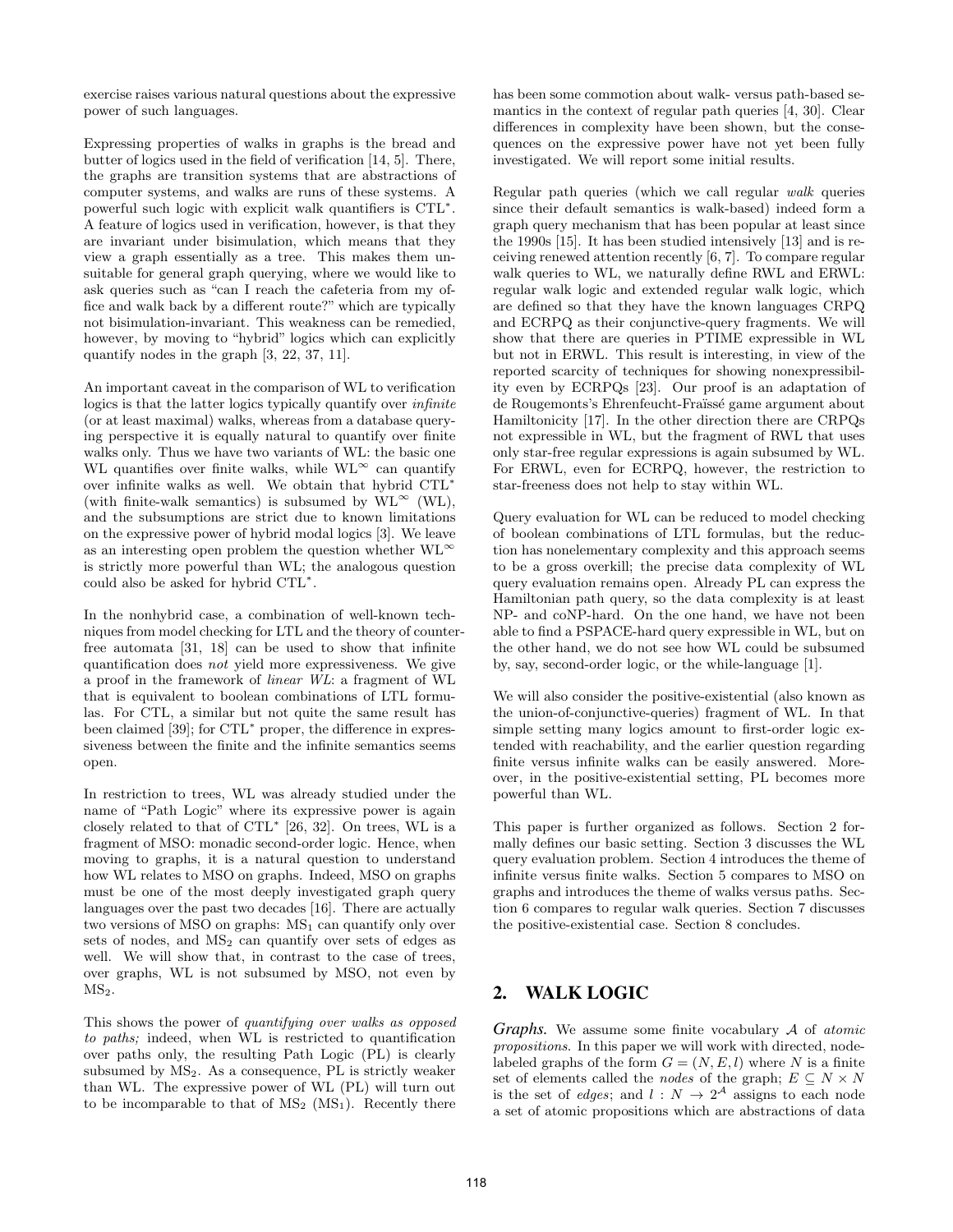exercise raises various natural questions about the expressive power of such languages.

Expressing properties of walks in graphs is the bread and butter of logics used in the field of verification [14, 5]. There, the graphs are transition systems that are abstractions of computer systems, and walks are runs of these systems. A powerful such logic with explicit walk quantifiers is CTL$^*$. A feature of logics used in verification, however, is that they are invariant under bisimulation, which means that they view a graph essentially as a tree. This makes them unsuitable for general graph querying, where we would like to ask queries such as "can I reach the cafeteria from my office and walk back by a different route?" which are typically not bisimulation-invariant. This weakness can be remedied, however, by moving to "hybrid" logics which can explicitly quantify nodes in the graph [3, 22, 37, 11].

An important caveat in the comparison of WL to verification logics is that the latter logics typically quantify over *infinite* (or at least maximal) walks, whereas from a database querying perspective it is equally natural to quantify over finite walks only. Thus we have two variants of WL: the basic one WL quantifies over finite walks, while WL$^\infty$ can quantify over infinite walks as well. We obtain that hybrid CTL$^*$ (with finite-walk semantics) is subsumed by WL$^\infty$ (WL), and the subsumptions are strict due to known limitations on the expressive power of hybrid modal logics [3]. We leave as an interesting open problem the question whether WL$^\infty$ is strictly more powerful than WL; the analogous question could also be asked for hybrid CTL$^*$.

In the nonhybrid case, a combination of well-known techniques from model checking for LTL and the theory of counter-free automata [31, 18] can be used to show that infinite quantification does *not* yield more expressiveness. We give a proof in the framework of *linear WL*: a fragment of WL that is equivalent to boolean combinations of LTL formulas. For CTL, a similar but not quite the same result has been claimed [39]; for CTL$^*$ proper, the difference in expressiveness between the finite and the infinite semantics seems open.

In restriction to trees, WL was already studied under the name of "Path Logic" where its expressive power is again closely related to that of CTL$^*$ [26, 32]. On trees, WL is a fragment of MSO: monadic second-order logic. Hence, when moving to graphs, it is a natural question to understand how WL relates to MSO on graphs. Indeed, MSO on graphs must be one of the most deeply investigated graph query languages over the past two decades [16]. There are actually two versions of MSO on graphs: MS$_1$ can quantify only over sets of nodes, and MS$_2$ can quantify over sets of edges as well. We will show that, in contrast to the case of trees, over graphs, WL is not subsumed by MSO, not even by MS$_2$.

This shows the power of *quantifying over walks as opposed to paths;* indeed, when WL is restricted to quantification over paths only, the resulting Path Logic (PL) is clearly subsumed by MS$_2$. As a consequence, PL is strictly weaker than WL. The expressive power of WL (PL) will turn out to be incomparable to that of MS$_2$ (MS$_1$). Recently there has been some commotion about walk- versus path-based semantics in the context of regular path queries [4, 30]. Clear differences in complexity have been shown, but the consequences on the expressive power have not yet been fully investigated. We will report some initial results.

Regular path queries (which we call regular *walk* queries since their default semantics is walk-based) indeed form a graph query mechanism that has been popular at least since the 1990s [15]. It has been studied intensively [13] and is receiving renewed attention recently [6, 7]. To compare regular walk queries to WL, we naturally define RWL and ERWL: regular walk logic and extended regular walk logic, which are defined so that they have the known languages CRPQ and ECRPQ as their conjunctive-query fragments. We will show that there are queries in PTIME expressible in WL but not in ERWL. This result is interesting, in view of the reported scarcity of techniques for showing nonexpressibility even by ECRPQs [23]. Our proof is an adaptation of de Rougemonts's Ehrenfeucht-Fraïssé game argument about Hamiltonicity [17]. In the other direction there are CRPQs not expressible in WL, but the fragment of RWL that uses only star-free regular expressions is again subsumed by WL. For ERWL, even for ECRPQ, however, the restriction to star-freeness does not help to stay within WL.

Query evaluation for WL can be reduced to model checking of boolean combinations of LTL formulas, but the reduction has nonelementary complexity and this approach seems to be a gross overkill; the precise data complexity of WL query evaluation remains open. Already PL can express the Hamiltonian path query, so the data complexity is at least NP- and coNP-hard. On the one hand, we have not been able to find a PSPACE-hard query expressible in WL, but on the other hand, we do not see how WL could be subsumed by, say, second-order logic, or the while-language [1].

We will also consider the positive-existential (also known as the union-of-conjunctive-queries) fragment of WL. In that simple setting many logics amount to first-order logic extended with reachability, and the earlier question regarding finite versus infinite walks can be easily answered. Moreover, in the positive-existential setting, PL becomes more powerful than WL.

This paper is further organized as follows. Section 2 formally defines our basic setting. Section 3 discusses the WL query evaluation problem. Section 4 introduces the theme of infinite versus finite walks. Section 5 compares to MSO on graphs and introduces the theme of walks versus paths. Section 6 compares to regular walk queries. Section 7 discusses the positive-existential case. Section 8 concludes.

## 2. WALK LOGIC

***Graphs.*** We assume some finite vocabulary $\mathcal{A}$ of *atomic propositions*. In this paper we will work with directed, node-labeled graphs of the form $G = (N, E, l)$ where $N$ is a finite set of elements called the *nodes* of the graph; $E \subseteq N \times N$ is the set of *edges*; and $l : N \to 2^{\mathcal{A}}$ assigns to each node a set of atomic propositions which are abstractions of data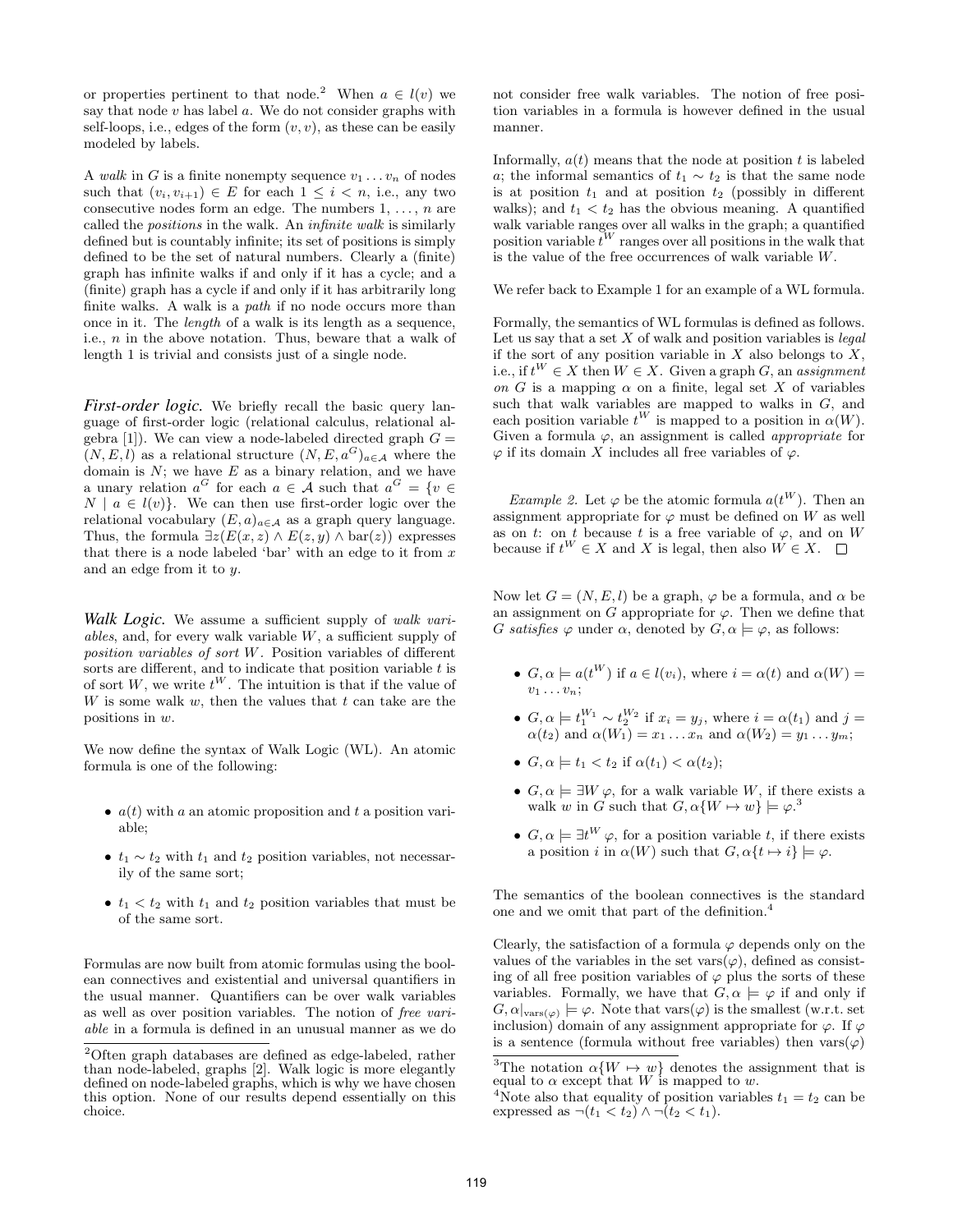or properties pertinent to that node.[2] When $a \in l(v)$ we say that node $v$ has label $a$. We do not consider graphs with self-loops, i.e., edges of the form $(v, v)$, as these can be easily modeled by labels.

A *walk* in $G$ is a finite nonempty sequence $v_1 \dots v_n$ of nodes such that $(v_i, v_{i+1}) \in E$ for each $1 \leq i < n$, i.e., any two consecutive nodes form an edge. The numbers $1, \dots, n$ are called the *positions* in the walk. An *infinite walk* is similarly defined but is countably infinite; its set of positions is simply defined to be the set of natural numbers. Clearly a (finite) graph has infinite walks if and only if it has a cycle; and a (finite) graph has a cycle if and only if it has arbitrarily long finite walks. A walk is a *path* if no node occurs more than once in it. The *length* of a walk is its length as a sequence, i.e., $n$ in the above notation. Thus, beware that a walk of length 1 is trivial and consists just of a single node.

***First-order logic.*** We briefly recall the basic query language of first-order logic (relational calculus, relational algebra [1]). We can view a node-labeled directed graph $G = (N, E, l)$ as a relational structure $(N, E, a^G)_{a \in \mathcal{A}}$ where the domain is $N$; we have $E$ as a binary relation, and we have a unary relation $a^G$ for each $a \in \mathcal{A}$ such that $a^G = \{v \in N \mid a \in l(v)\}$. We can then use first-order logic over the relational vocabulary $(E, a)_{a \in \mathcal{A}}$ as a graph query language. Thus, the formula $\exists z (E(x, z) \wedge E(z, y) \wedge \text{bar}(z))$ expresses that there is a node labeled 'bar' with an edge to it from $x$ and an edge from it to $y$.

***Walk Logic.*** We assume a sufficient supply of *walk variables*, and, for every walk variable $W$, a sufficient supply of *position variables of sort* $W$. Position variables of different sorts are different, and to indicate that position variable $t$ is of sort $W$, we write $t^W$. The intuition is that if the value of $W$ is some walk $w$, then the values that $t$ can take are the positions in $w$.

We now define the syntax of Walk Logic (WL). An atomic formula is one of the following:

- $a(t)$ with $a$ an atomic proposition and $t$ a position variable;
- $t_1 \sim t_2$ with $t_1$ and $t_2$ position variables, not necessarily of the same sort;
- $t_1 < t_2$ with $t_1$ and $t_2$ position variables that must be of the same sort.

Formulas are now built from atomic formulas using the boolean connectives and existential and universal quantifiers in the usual manner. Quantifiers can be over walk variables as well as over position variables. The notion of *free variable* in a formula is defined in an unusual manner as we do not consider free walk variables. The notion of free position variables in a formula is however defined in the usual manner.

Informally, $a(t)$ means that the node at position $t$ is labeled $a$; the informal semantics of $t_1 \sim t_2$ is that the same node is at position $t_1$ and at position $t_2$ (possibly in different walks); and $t_1 < t_2$ has the obvious meaning. A quantified walk variable ranges over all walks in the graph; a quantified position variable $t^W$ ranges over all positions in the walk that is the value of the free occurrences of walk variable $W$.

We refer back to Example 1 for an example of a WL formula.

Formally, the semantics of WL formulas is defined as follows. Let us say that a set $X$ of walk and position variables is *legal* if the sort of any position variable in $X$ also belongs to $X$, i.e., if $t^W \in X$ then $W \in X$. Given a graph $G$, an *assignment on* $G$ is a mapping $\alpha$ on a finite, legal set $X$ of variables such that walk variables are mapped to walks in $G$, and each position variable $t^W$ is mapped to a position in $\alpha(W)$. Given a formula $\varphi$, an assignment is called *appropriate* for $\varphi$ if its domain $X$ includes all free variables of $\varphi$.

*Example 2.* Let $\varphi$ be the atomic formula $a(t^W)$. Then an assignment appropriate for $\varphi$ must be defined on $W$ as well as on $t$: on $t$ because $t$ is a free variable of $\varphi$, and on $W$ because if $t^W \in X$ and $X$ is legal, then also $W \in X$. $\square$

Now let $G = (N, E, l)$ be a graph, $\varphi$ be a formula, and $\alpha$ be an assignment on $G$ appropriate for $\varphi$. Then we define that $G$ *satisfies* $\varphi$ under $\alpha$, denoted by $G, \alpha \models \varphi$, as follows:

- $G, \alpha \models a(t^W)$ if $a \in l(v_i)$, where $i = \alpha(t)$ and $\alpha(W) = v_1 \dots v_n$;
- $G, \alpha \models t_1^{W_1} \sim t_2^{W_2}$ if $x_i = y_j$, where $i = \alpha(t_1)$ and $j = \alpha(t_2)$ and $\alpha(W_1) = x_1 \dots x_n$ and $\alpha(W_2) = y_1 \dots y_m$;
- $G, \alpha \models t_1 < t_2$ if $\alpha(t_1) < \alpha(t_2)$;
- $G, \alpha \models \exists W \, \varphi$, for a walk variable $W$, if there exists a walk $w$ in $G$ such that $G, \alpha\{W \mapsto w\} \models \varphi$.[3]
- $G, \alpha \models \exists t^W \, \varphi$, for a position variable $t$, if there exists a position $i$ in $\alpha(W)$ such that $G, \alpha\{t \mapsto i\} \models \varphi$.

The semantics of the boolean connectives is the standard one and we omit that part of the definition.[4]

Clearly, the satisfaction of a formula $\varphi$ depends only on the values of the variables in the set $\text{vars}(\varphi)$, defined as consisting of all free position variables of $\varphi$ plus the sorts of these variables. Formally, we have that $G, \alpha \models \varphi$ if and only if $G, \alpha|_{\text{vars}(\varphi)} \models \varphi$. Note that $\text{vars}(\varphi)$ is the smallest (w.r.t. set inclusion) domain of any assignment appropriate for $\varphi$. If $\varphi$ is a sentence (formula without free variables) then $\text{vars}(\varphi)$

---

[2] Often graph databases are defined as edge-labeled, rather than node-labeled, graphs [2]. Walk logic is more elegantly defined on node-labeled graphs, which is why we have chosen this option. None of our results depend essentially on this choice.

[3] The notation $\alpha\{W \mapsto w\}$ denotes the assignment that is equal to $\alpha$ except that $W$ is mapped to $w$.

[4] Note also that equality of position variables $t_1 = t_2$ can be expressed as $\neg(t_1 < t_2) \wedge \neg(t_2 < t_1)$.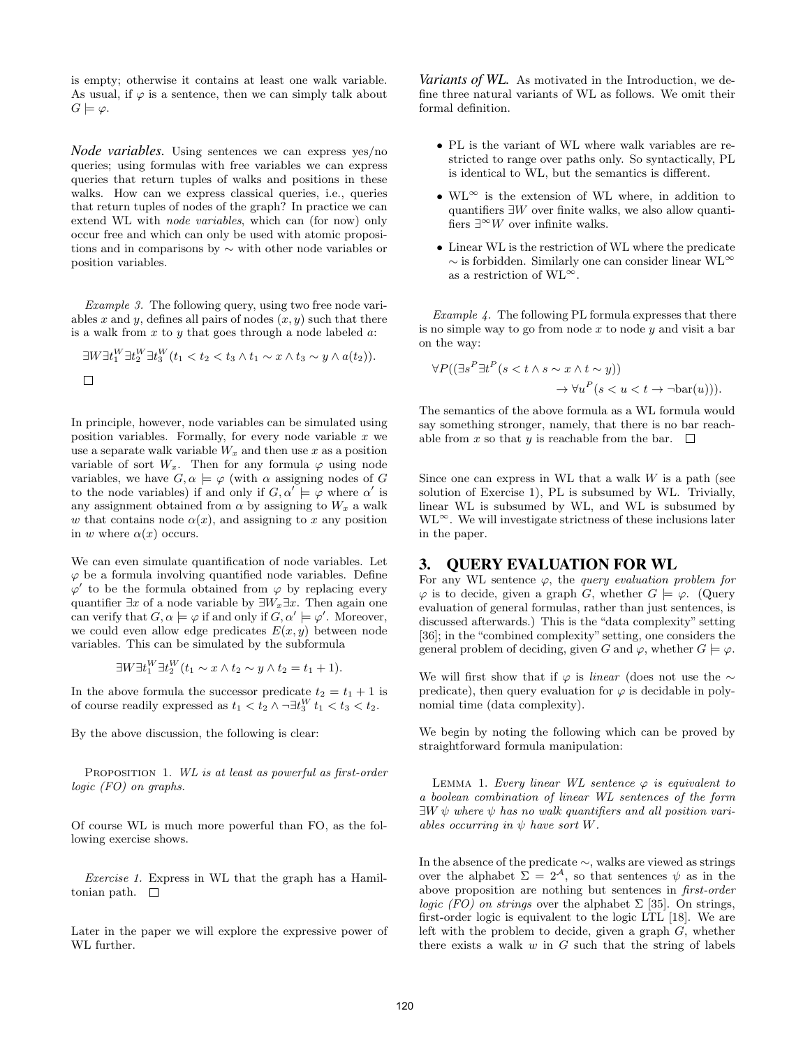is empty; otherwise it contains at least one walk variable. As usual, if $\varphi$ is a sentence, then we can simply talk about $G \models \varphi$.

***Node variables.*** Using sentences we can express yes/no queries; using formulas with free variables we can express queries that return tuples of walks and positions in these walks. How can we express classical queries, i.e., queries that return tuples of nodes of the graph? In practice we can extend WL with *node variables*, which can (for now) only occur free and which can only be used with atomic propositions and in comparisons by $\sim$ with other node variables or position variables.

*Example 3.* The following query, using two free node variables $x$ and $y$, defines all pairs of nodes $(x, y)$ such that there is a walk from $x$ to $y$ that goes through a node labeled $a$:

$$\exists W \exists t_1^W \exists t_2^W \exists t_3^W (t_1 < t_2 < t_3 \wedge t_1 \sim x \wedge t_3 \sim y \wedge a(t_2)).$$

□

In principle, however, node variables can be simulated using position variables. Formally, for every node variable $x$ we use a separate walk variable $W_x$ and then use $x$ as a position variable of sort $W_x$. Then for any formula $\varphi$ using node variables, we have $G, \alpha \models \varphi$ (with $\alpha$ assigning nodes of $G$ to the node variables) if and only if $G, \alpha' \models \varphi$ where $\alpha'$ is any assignment obtained from $\alpha$ by assigning to $W_x$ a walk $w$ that contains node $\alpha(x)$, and assigning to $x$ any position in $w$ where $\alpha(x)$ occurs.

We can even simulate quantification of node variables. Let $\varphi$ be a formula involving quantified node variables. Define $\varphi'$ to be the formula obtained from $\varphi$ by replacing every quantifier $\exists x$ of a node variable by $\exists W_x \exists x$. Then again one can verify that $G, \alpha \models \varphi$ if and only if $G, \alpha' \models \varphi'$. Moreover, we could even allow edge predicates $E(x, y)$ between node variables. This can be simulated by the subformula

$$\exists W \exists t_1^W \exists t_2^W (t_1 \sim x \wedge t_2 \sim y \wedge t_2 = t_1 + 1).$$

In the above formula the successor predicate $t_2 = t_1 + 1$ is of course readily expressed as $t_1 < t_2 \wedge \neg \exists t_3^W \, t_1 < t_3 < t_2$.

By the above discussion, the following is clear:

Proposition 1. *WL is at least as powerful as first-order logic (FO) on graphs.*

Of course WL is much more powerful than FO, as the following exercise shows.

*Exercise 1.* Express in WL that the graph has a Hamiltonian path. □

Later in the paper we will explore the expressive power of WL further.

***Variants of WL.*** As motivated in the Introduction, we define three natural variants of WL as follows. We omit their formal definition.

- PL is the variant of WL where walk variables are restricted to range over paths only. So syntactically, PL is identical to WL, but the semantics is different.
- $\text{WL}^\infty$ is the extension of WL where, in addition to quantifiers $\exists W$ over finite walks, we also allow quantifiers $\exists^\infty W$ over infinite walks.
- Linear WL is the restriction of WL where the predicate $\sim$ is forbidden. Similarly one can consider linear $\text{WL}^\infty$ as a restriction of $\text{WL}^\infty$.

*Example 4.* The following PL formula expresses that there is no simple way to go from node $x$ to node $y$ and visit a bar on the way:

$$\forall P((\exists s^P \exists t^P (s < t \wedge s \sim x \wedge t \sim y)) \\ \rightarrow \forall u^P (s < u < t \rightarrow \neg \text{bar}(u))).$$

The semantics of the above formula as a WL formula would say something stronger, namely, that there is no bar reachable from $x$ so that $y$ is reachable from the bar. □

Since one can express in WL that a walk $W$ is a path (see solution of Exercise 1), PL is subsumed by WL. Trivially, linear WL is subsumed by WL, and WL is subsumed by $\text{WL}^\infty$. We will investigate strictness of these inclusions later in the paper.

## 3. QUERY EVALUATION FOR WL

For any WL sentence $\varphi$, the *query evaluation problem for* $\varphi$ is to decide, given a graph $G$, whether $G \models \varphi$. (Query evaluation of general formulas, rather than just sentences, is discussed afterwards.) This is the "data complexity" setting [36]; in the "combined complexity" setting, one considers the general problem of deciding, given $G$ and $\varphi$, whether $G \models \varphi$.

We will first show that if $\varphi$ is *linear* (does not use the $\sim$ predicate), then query evaluation for $\varphi$ is decidable in polynomial time (data complexity).

We begin by noting the following which can be proved by straightforward formula manipulation:

Lemma 1. *Every linear WL sentence $\varphi$ is equivalent to a boolean combination of linear WL sentences of the form $\exists W \, \psi$ where $\psi$ has no walk quantifiers and all position variables occurring in $\psi$ have sort $W$.*

In the absence of the predicate $\sim$, walks are viewed as strings over the alphabet $\Sigma = 2^{\mathcal{A}}$, so that sentences $\psi$ as in the above proposition are nothing but sentences in *first-order logic (FO) on strings* over the alphabet $\Sigma$ [35]. On strings, first-order logic is equivalent to the logic LTL [18]. We are left with the problem to decide, given a graph $G$, whether there exists a walk $w$ in $G$ such that the string of labels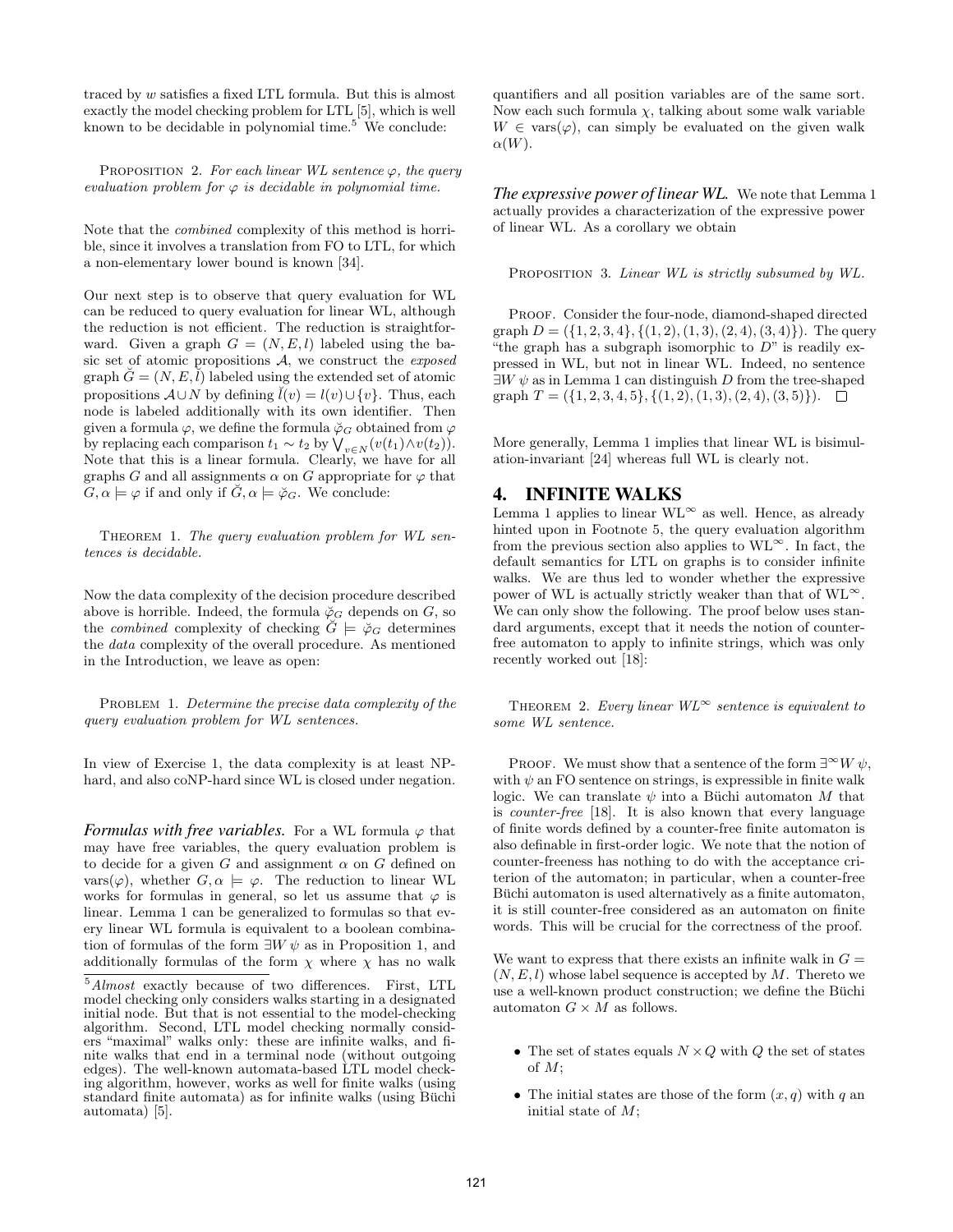traced by $w$ satisfies a fixed LTL formula. But this is almost exactly the model checking problem for LTL [5], which is well known to be decidable in polynomial time.[5] We conclude:

PROPOSITION 2. *For each linear WL sentence $\varphi$, the query evaluation problem for $\varphi$ is decidable in polynomial time.*

Note that the *combined* complexity of this method is horrible, since it involves a translation from FO to LTL, for which a non-elementary lower bound is known [34].

Our next step is to observe that query evaluation for WL can be reduced to query evaluation for linear WL, although the reduction is not efficient. The reduction is straightforward. Given a graph $G = (N, E, l)$ labeled using the basic set of atomic propositions $\mathcal{A}$, we construct the *exposed* graph $\breve{G} = (N, E, \breve{l})$ labeled using the extended set of atomic propositions $\mathcal{A} \cup N$ by defining $\breve{l}(v) = l(v) \cup \{v\}$. Thus, each node is labeled additionally with its own identifier. Then given a formula $\varphi$, we define the formula $\breve{\varphi}_G$ obtained from $\varphi$ by replacing each comparison $t_1 \sim t_2$ by $\bigvee_{v \in N}(v(t_1) \wedge v(t_2))$. Note that this is a linear formula. Clearly, we have for all graphs $G$ and all assignments $\alpha$ on $G$ appropriate for $\varphi$ that $G, \alpha \models \varphi$ if and only if $\breve{G}, \alpha \models \breve{\varphi}_G$. We conclude:

THEOREM 1. *The query evaluation problem for WL sentences is decidable.*

Now the data complexity of the decision procedure described above is horrible. Indeed, the formula $\breve{\varphi}_G$ depends on $G$, so the *combined* complexity of checking $\breve{G} \models \breve{\varphi}_G$ determines the *data* complexity of the overall procedure. As mentioned in the Introduction, we leave as open:

PROBLEM 1. *Determine the precise data complexity of the query evaluation problem for WL sentences.*

In view of Exercise 1, the data complexity is at least NP-hard, and also coNP-hard since WL is closed under negation.

***Formulas with free variables.*** For a WL formula $\varphi$ that may have free variables, the query evaluation problem is to decide for a given $G$ and assignment $\alpha$ on $G$ defined on $\mathrm{vars}(\varphi)$, whether $G, \alpha \models \varphi$. The reduction to linear WL works for formulas in general, so let us assume that $\varphi$ is linear. Lemma 1 can be generalized to formulas so that every linear WL formula is equivalent to a boolean combination of formulas of the form $\exists W\, \psi$ as in Proposition 1, and additionally formulas of the form $\chi$ where $\chi$ has no walk quantifiers and all position variables are of the same sort. Now each such formula $\chi$, talking about some walk variable $W \in \mathrm{vars}(\varphi)$, can simply be evaluated on the given walk $\alpha(W)$.

***The expressive power of linear WL.*** We note that Lemma 1 actually provides a characterization of the expressive power of linear WL. As a corollary we obtain

PROPOSITION 3. *Linear WL is strictly subsumed by WL.*

PROOF. Consider the four-node, diamond-shaped directed graph $D = (\{1, 2, 3, 4\}, \{(1, 2), (1, 3), (2, 4), (3, 4)\})$. The query "the graph has a subgraph isomorphic to $D$" is readily expressed in WL, but not in linear WL. Indeed, no sentence $\exists W\, \psi$ as in Lemma 1 can distinguish $D$ from the tree-shaped graph $T = (\{1, 2, 3, 4, 5\}, \{(1, 2), (1, 3), (2, 4), (3, 5)\})$. □

More generally, Lemma 1 implies that linear WL is bisimulation-invariant [24] whereas full WL is clearly not.

## 4. INFINITE WALKS

Lemma 1 applies to linear $\mathrm{WL}^\infty$ as well. Hence, as already hinted upon in Footnote 5, the query evaluation algorithm from the previous section also applies to $\mathrm{WL}^\infty$. In fact, the default semantics for LTL on graphs is to consider infinite walks. We are thus led to wonder whether the expressive power of WL is actually strictly weaker than that of $\mathrm{WL}^\infty$. We can only show the following. The proof below uses standard arguments, except that it needs the notion of counter-free automaton to apply to infinite strings, which was only recently worked out [18]:

THEOREM 2. *Every linear $\mathrm{WL}^\infty$ sentence is equivalent to some WL sentence.*

PROOF. We must show that a sentence of the form $\exists^\infty W\, \psi$, with $\psi$ an FO sentence on strings, is expressible in finite walk logic. We can translate $\psi$ into a Büchi automaton $M$ that is *counter-free* [18]. It is also known that every language of finite words defined by a counter-free finite automaton is also definable in first-order logic. We note that the notion of counter-freeness has nothing to do with the acceptance criterion of the automaton; in particular, when a counter-free Büchi automaton is used alternatively as a finite automaton, it is still counter-free considered as an automaton on finite words. This will be crucial for the correctness of the proof.

We want to express that there exists an infinite walk in $G = (N, E, l)$ whose label sequence is accepted by $M$. Thereto we use a well-known product construction; we define the Büchi automaton $G \times M$ as follows.

- The set of states equals $N \times Q$ with $Q$ the set of states of $M$;
- The initial states are those of the form $(x, q)$ with $q$ an initial state of $M$;

[5] *Almost* exactly because of two differences. First, LTL model checking only considers walks starting in a designated initial node. But that is not essential to the model-checking algorithm. Second, LTL model checking normally considers "maximal" walks only: these are infinite walks, and finite walks that end in a terminal node (without outgoing edges). The well-known automata-based LTL model checking algorithm, however, works as well for finite walks (using standard finite automata) as for infinite walks (using Büchi automata) [5].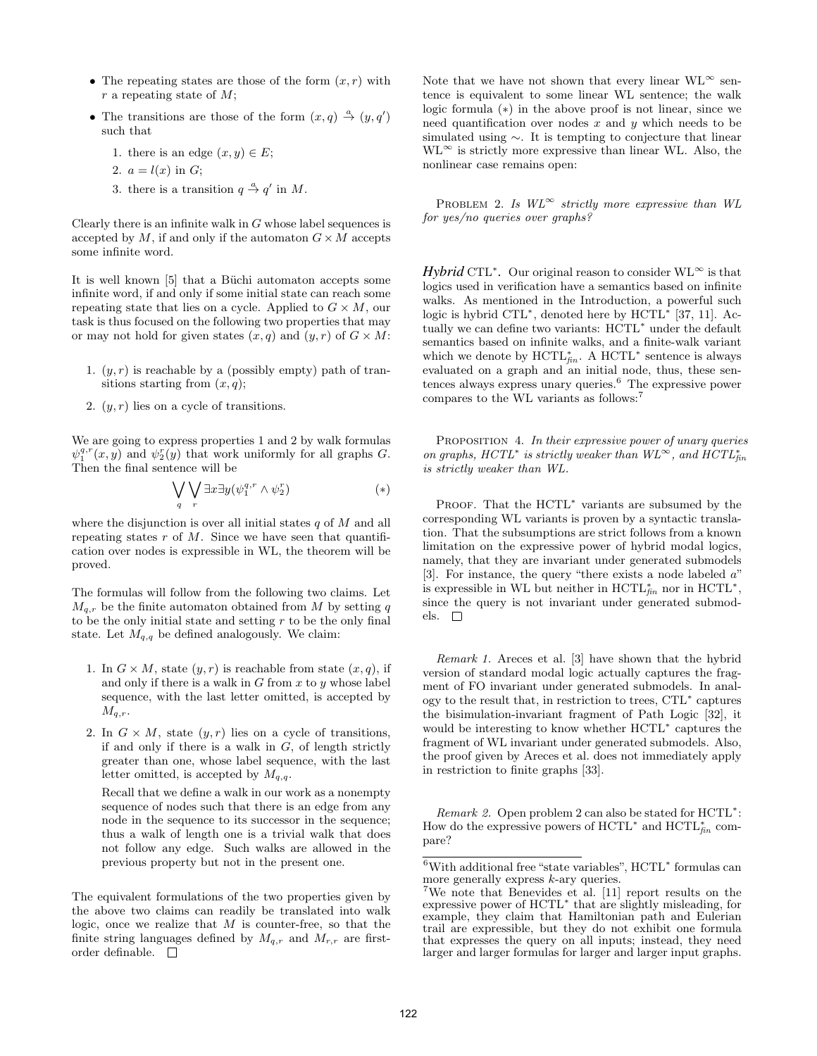- The repeating states are those of the form $(x, r)$ with $r$ a repeating state of $M$;
- The transitions are those of the form $(x, q) \xrightarrow{a} (y, q')$ such that
  1. there is an edge $(x, y) \in E$;
  2. $a = l(x)$ in $G$;
  3. there is a transition $q \xrightarrow{a} q'$ in $M$.

Clearly there is an infinite walk in $G$ whose label sequences is accepted by $M$, if and only if the automaton $G \times M$ accepts some infinite word.

It is well known [5] that a Büchi automaton accepts some infinite word, if and only if some initial state can reach some repeating state that lies on a cycle. Applied to $G \times M$, our task is thus focused on the following two properties that may or may not hold for given states $(x, q)$ and $(y, r)$ of $G \times M$:

1. $(y, r)$ is reachable by a (possibly empty) path of transitions starting from $(x, q)$;
2. $(y, r)$ lies on a cycle of transitions.

We are going to express properties 1 and 2 by walk formulas $\psi_1^{q,r}(x, y)$ and $\psi_2^r(y)$ that work uniformly for all graphs $G$. Then the final sentence will be

$$\bigvee_q \bigvee_r \exists x \exists y (\psi_1^{q,r} \wedge \psi_2^r) \qquad (*)$$

where the disjunction is over all initial states $q$ of $M$ and all repeating states $r$ of $M$. Since we have seen that quantification over nodes is expressible in WL, the theorem will be proved.

The formulas will follow from the following two claims. Let $M_{q,r}$ be the finite automaton obtained from $M$ by setting $q$ to be the only initial state and setting $r$ to be the only final state. Let $M_{q,q}$ be defined analogously. We claim:

1. In $G \times M$, state $(y, r)$ is reachable from state $(x, q)$, if and only if there is a walk in $G$ from $x$ to $y$ whose label sequence, with the last letter omitted, is accepted by $M_{q,r}$.
2. In $G \times M$, state $(y, r)$ lies on a cycle of transitions, if and only if there is a walk in $G$, of length strictly greater than one, whose label sequence, with the last letter omitted, is accepted by $M_{q,q}$.

   Recall that we define a walk in our work as a nonempty sequence of nodes such that there is an edge from any node in the sequence to its successor in the sequence; thus a walk of length one is a trivial walk that does not follow any edge. Such walks are allowed in the previous property but not in the present one.

The equivalent formulations of the two properties given by the above two claims can readily be translated into walk logic, once we realize that $M$ is counter-free, so that the finite string languages defined by $M_{q,r}$ and $M_{r,r}$ are first-order definable. $\square$

Note that we have not shown that every linear WL$^\infty$ sentence is equivalent to some linear WL sentence; the walk logic formula $(*)$ in the above proof is not linear, since we need quantification over nodes $x$ and $y$ which needs to be simulated using $\sim$. It is tempting to conjecture that linear WL$^\infty$ is strictly more expressive than linear WL. Also, the nonlinear case remains open:

Problem 2. *Is WL$^\infty$ strictly more expressive than WL for yes/no queries over graphs?*

***Hybrid* CTL$^*$.** Our original reason to consider WL$^\infty$ is that logics used in verification have a semantics based on infinite walks. As mentioned in the Introduction, a powerful such logic is hybrid CTL$^*$, denoted here by HCTL$^*$ [37, 11]. Actually we can define two variants: HCTL$^*$ under the default semantics based on infinite walks, and a finite-walk variant which we denote by HCTL$^*_{fin}$. A HCTL$^*$ sentence is always evaluated on a graph and an initial node, thus, these sentences always express unary queries.[6] The expressive power compares to the WL variants as follows:[7]

Proposition 4. *In their expressive power of unary queries on graphs, HCTL$^*$ is strictly weaker than WL$^\infty$, and HCTL$^*_{fin}$ is strictly weaker than WL.*

Proof. That the HCTL$^*$ variants are subsumed by the corresponding WL variants is proven by a syntactic translation. That the subsumptions are strict follows from a known limitation on the expressive power of hybrid modal logics, namely, that they are invariant under generated submodels [3]. For instance, the query "there exists a node labeled $a$" is expressible in WL but neither in HCTL$^*_{fin}$ nor in HCTL$^*$, since the query is not invariant under generated submodels. $\square$

*Remark 1.* Areces et al. [3] have shown that the hybrid version of standard modal logic actually captures the fragment of FO invariant under generated submodels. In analogy to the result that, in restriction to trees, CTL$^*$ captures the bisimulation-invariant fragment of Path Logic [32], it would be interesting to know whether HCTL$^*$ captures the fragment of WL invariant under generated submodels. Also, the proof given by Areces et al. does not immediately apply in restriction to finite graphs [33].

*Remark 2.* Open problem 2 can also be stated for HCTL$^*$: How do the expressive powers of HCTL$^*$ and HCTL$^*_{fin}$ compare?

[6] With additional free "state variables", HCTL$^*$ formulas can more generally express $k$-ary queries.

[7] We note that Benevides et al. [11] report results on the expressive power of HCTL$^*$ that are slightly misleading, for example, they claim that Hamiltonian path and Eulerian trail are expressible, but they do not exhibit one formula that expresses the query on all inputs; instead, they need larger and larger formulas for larger and larger input graphs.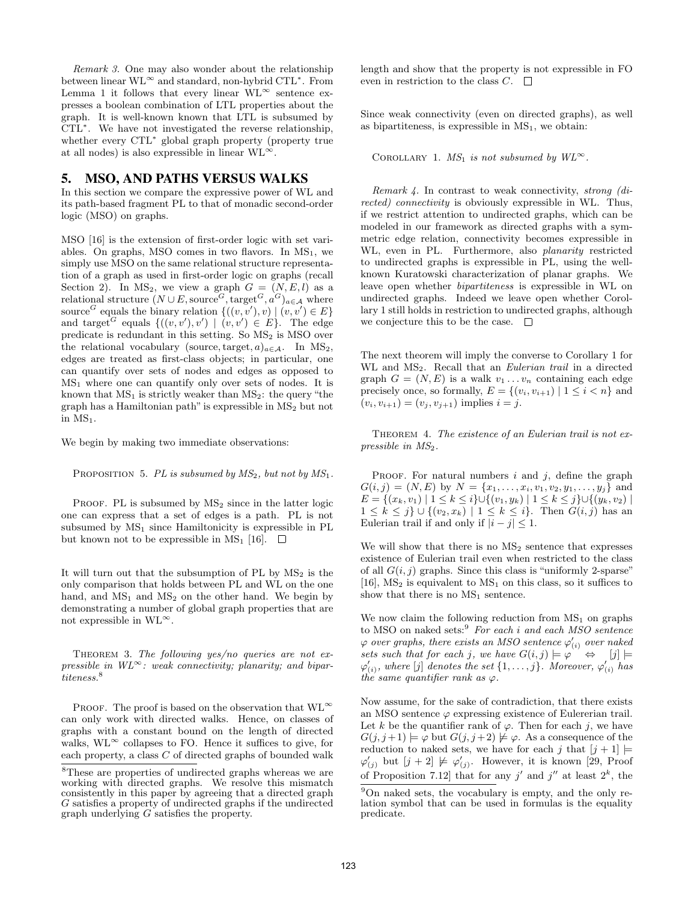*Remark 3.* One may also wonder about the relationship between linear $\mathrm{WL}^\infty$ and standard, non-hybrid $\mathrm{CTL}^*$. From Lemma 1 it follows that every linear $\mathrm{WL}^\infty$ sentence expresses a boolean combination of LTL properties about the graph. It is well-known known that LTL is subsumed by $\mathrm{CTL}^*$. We have not investigated the reverse relationship, whether every $\mathrm{CTL}^*$ global graph property (property true at all nodes) is also expressible in linear $\mathrm{WL}^\infty$.

## 5. MSO, AND PATHS VERSUS WALKS

In this section we compare the expressive power of WL and its path-based fragment PL to that of monadic second-order logic (MSO) on graphs.

MSO [16] is the extension of first-order logic with set variables. On graphs, MSO comes in two flavors. In $\mathrm{MS}_1$, we simply use MSO on the same relational structure representation of a graph as used in first-order logic on graphs (recall Section 2). In $\mathrm{MS}_2$, we view a graph $G = (N, E, l)$ as a relational structure $(N \cup E, \mathrm{source}^G, \mathrm{target}^G, a^G)_{a \in \mathcal{A}}$ where $\mathrm{source}^G$ equals the binary relation $\{((v, v'), v) \mid (v, v') \in E\}$ and $\mathrm{target}^G$ equals $\{((v, v'), v') \mid (v, v') \in E\}$. The edge predicate is redundant in this setting. So $\mathrm{MS}_2$ is MSO over the relational vocabulary $(\mathrm{source}, \mathrm{target}, a)_{a \in \mathcal{A}}$. In $\mathrm{MS}_2$, edges are treated as first-class objects; in particular, one can quantify over sets of nodes and edges as opposed to $\mathrm{MS}_1$ where one can quantify only over sets of nodes. It is known that $\mathrm{MS}_1$ is strictly weaker than $\mathrm{MS}_2$: the query "the graph has a Hamiltonian path" is expressible in $\mathrm{MS}_2$ but not in $\mathrm{MS}_1$.

We begin by making two immediate observations:

PROPOSITION 5. *PL is subsumed by $\mathrm{MS}_2$, but not by $\mathrm{MS}_1$.*

PROOF. PL is subsumed by $\mathrm{MS}_2$ since in the latter logic one can express that a set of edges is a path. PL is not subsumed by $\mathrm{MS}_1$ since Hamiltonicity is expressible in PL but known not to be expressible in $\mathrm{MS}_1$ [16]. □

It will turn out that the subsumption of PL by $\mathrm{MS}_2$ is the only comparison that holds between PL and WL on the one hand, and $\mathrm{MS}_1$ and $\mathrm{MS}_2$ on the other hand. We begin by demonstrating a number of global graph properties that are not expressible in $\mathrm{WL}^\infty$.

THEOREM 3. *The following yes/no queries are not expressible in $\mathrm{WL}^\infty$: weak connectivity; planarity; and bipartiteness.*[8]

PROOF. The proof is based on the observation that $\mathrm{WL}^\infty$ can only work with directed walks. Hence, on classes of graphs with a constant bound on the length of directed walks, $\mathrm{WL}^\infty$ collapses to FO. Hence it suffices to give, for each property, a class $C$ of directed graphs of bounded walk length and show that the property is not expressible in FO even in restriction to the class $C$. □

Since weak connectivity (even on directed graphs), as well as bipartiteness, is expressible in $\mathrm{MS}_1$, we obtain:

COROLLARY 1. *$\mathrm{MS}_1$ is not subsumed by $\mathrm{WL}^\infty$.*

*Remark 4.* In contrast to weak connectivity, *strong (directed) connectivity* is obviously expressible in WL. Thus, if we restrict attention to undirected graphs, which can be modeled in our framework as directed graphs with a symmetric edge relation, connectivity becomes expressible in WL, even in PL. Furthermore, also *planarity* restricted to undirected graphs is expressible in PL, using the well-known Kuratowski characterization of planar graphs. We leave open whether *bipartiteness* is expressible in WL on undirected graphs. Indeed we leave open whether Corollary 1 still holds in restriction to undirected graphs, although we conjecture this to be the case. □

The next theorem will imply the converse to Corollary 1 for WL and $\mathrm{MS}_2$. Recall that an *Eulerian trail* in a directed graph $G = (N, E)$ is a walk $v_1 \dots v_n$ containing each edge precisely once, so formally, $E = \{(v_i, v_{i+1}) \mid 1 \leq i < n\}$ and $(v_i, v_{i+1}) = (v_j, v_{j+1})$ implies $i = j$.

THEOREM 4. *The existence of an Eulerian trail is not expressible in $\mathrm{MS}_2$.*

PROOF. For natural numbers $i$ and $j$, define the graph $G(i, j) = (N, E)$ by $N = \{x_1, \dots, x_i, v_1, v_2, y_1, \dots, y_j\}$ and $E = \{(x_k, v_1) \mid 1 \leq k \leq i\} \cup \{(v_1, y_k) \mid 1 \leq k \leq j\} \cup \{(y_k, v_2) \mid 1 \leq k \leq j\} \cup \{(v_2, x_k) \mid 1 \leq k \leq i\}$. Then $G(i, j)$ has an Eulerian trail if and only if $|i - j| \leq 1$.

We will show that there is no $\mathrm{MS}_2$ sentence that expresses existence of Eulerian trail even when restricted to the class of all $G(i, j)$ graphs. Since this class is "uniformly 2-sparse" [16], $\mathrm{MS}_2$ is equivalent to $\mathrm{MS}_1$ on this class, so it suffices to show that there is no $\mathrm{MS}_1$ sentence.

We now claim the following reduction from $\mathrm{MS}_1$ on graphs to MSO on naked sets:[9] *For each $i$ and each MSO sentence $\varphi$ over graphs, there exists an MSO sentence $\varphi'_{(i)}$ over naked sets such that for each $j$, we have $G(i, j) \models \varphi \;\Leftrightarrow\; [j] \models \varphi'_{(i)}$, where $[j]$ denotes the set $\{1, \dots, j\}$. Moreover, $\varphi'_{(i)}$ has the same quantifier rank as $\varphi$.*

Now assume, for the sake of contradiction, that there exists an MSO sentence $\varphi$ expressing existence of Eulererian trail. Let $k$ be the quantifier rank of $\varphi$. Then for each $j$, we have $G(j, j+1) \models \varphi$ but $G(j, j+2) \not\models \varphi$. As a consequence of the reduction to naked sets, we have for each $j$ that $[j+1] \models \varphi'_{(j)}$ but $[j+2] \not\models \varphi'_{(j)}$. However, it is known [29, Proof of Proposition 7.12] that for any $j'$ and $j''$ at least $2^k$, the

---

[8] These are properties of undirected graphs whereas we are working with directed graphs. We resolve this mismatch consistently in this paper by agreeing that a directed graph $G$ satisfies a property of undirected graphs if the undirected graph underlying $G$ satisfies the property.

[9] On naked sets, the vocabulary is empty, and the only relation symbol that can be used in formulas is the equality predicate.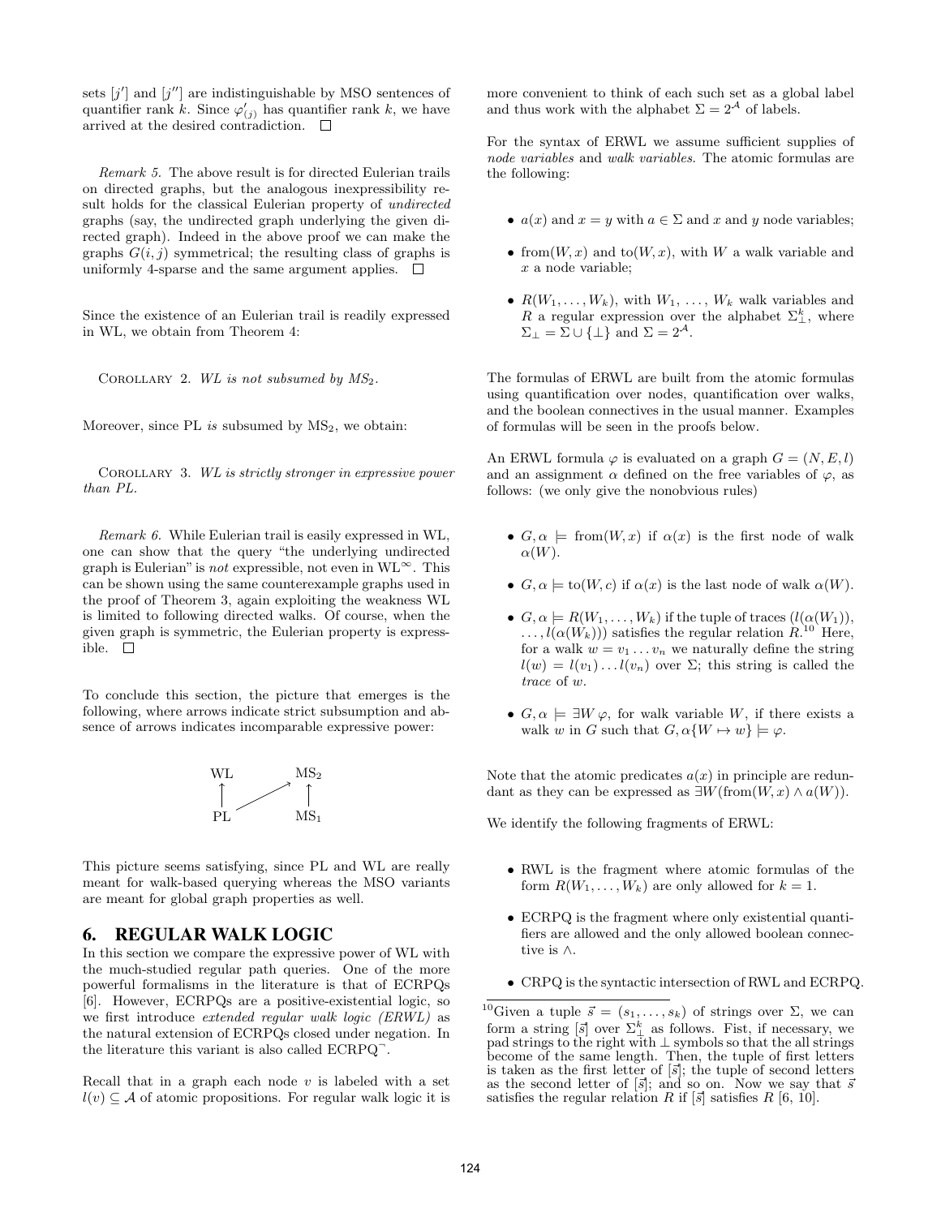sets $[j']$ and $[j'']$ are indistinguishable by MSO sentences of quantifier rank $k$. Since $\varphi'_{(j)}$ has quantifier rank $k$, we have arrived at the desired contradiction. □

*Remark 5.* The above result is for directed Eulerian trails on directed graphs, but the analogous inexpressibility result holds for the classical Eulerian property of *undirected* graphs (say, the undirected graph underlying the given directed graph). Indeed in the above proof we can make the graphs $G(i, j)$ symmetrical; the resulting class of graphs is uniformly 4-sparse and the same argument applies. □

Since the existence of an Eulerian trail is readily expressed in WL, we obtain from Theorem 4:

COROLLARY 2. *WL is not subsumed by $MS_2$.*

Moreover, since PL *is* subsumed by $MS_2$, we obtain:

COROLLARY 3. *WL is strictly stronger in expressive power than PL.*

*Remark 6.* While Eulerian trail is easily expressed in WL, one can show that the query "the underlying undirected graph is Eulerian" is *not* expressible, not even in $WL^\infty$. This can be shown using the same counterexample graphs used in the proof of Theorem 3, again exploiting the weakness WL is limited to following directed walks. Of course, when the given graph is symmetric, the Eulerian property is expressible. □

To conclude this section, the picture that emerges is the following, where arrows indicate strict subsumption and absence of arrows indicates incomparable expressive power:

```
WL        MS2
 ↑      ↗  ↑
PL        MS1
```

This picture seems satisfying, since PL and WL are really meant for walk-based querying whereas the MSO variants are meant for global graph properties as well.

## 6. REGULAR WALK LOGIC

In this section we compare the expressive power of WL with the much-studied regular path queries. One of the more powerful formalisms in the literature is that of ECRPQs [6]. However, ECRPQs are a positive-existential logic, so we first introduce *extended regular walk logic (ERWL)* as the natural extension of ECRPQs closed under negation. In the literature this variant is also called $ECRPQ^\neg$.

Recall that in a graph each node $v$ is labeled with a set $l(v) \subseteq \mathcal{A}$ of atomic propositions. For regular walk logic it is more convenient to think of each such set as a global label and thus work with the alphabet $\Sigma = 2^{\mathcal{A}}$ of labels.

For the syntax of ERWL we assume sufficient supplies of *node variables* and *walk variables*. The atomic formulas are the following:

- $a(x)$ and $x = y$ with $a \in \Sigma$ and $x$ and $y$ node variables;
- $\text{from}(W, x)$ and $\text{to}(W, x)$, with $W$ a walk variable and $x$ a node variable;
- $R(W_1, \dots, W_k)$, with $W_1, \dots, W_k$ walk variables and $R$ a regular expression over the alphabet $\Sigma_\perp^k$, where $\Sigma_\perp = \Sigma \cup \{\perp\}$ and $\Sigma = 2^{\mathcal{A}}$.

The formulas of ERWL are built from the atomic formulas using quantification over nodes, quantification over walks, and the boolean connectives in the usual manner. Examples of formulas will be seen in the proofs below.

An ERWL formula $\varphi$ is evaluated on a graph $G = (N, E, l)$ and an assignment $\alpha$ defined on the free variables of $\varphi$, as follows: (we only give the nonobvious rules)

- $G, \alpha \models \text{from}(W, x)$ if $\alpha(x)$ is the first node of walk $\alpha(W)$.
- $G, \alpha \models \text{to}(W, c)$ if $\alpha(x)$ is the last node of walk $\alpha(W)$.
- $G, \alpha \models R(W_1, \dots, W_k)$ if the tuple of traces $(l(\alpha(W_1)), \dots, l(\alpha(W_k)))$ satisfies the regular relation $R$.[10] Here, for a walk $w = v_1 \dots v_n$ we naturally define the string $l(w) = l(v_1) \dots l(v_n)$ over $\Sigma$; this string is called the *trace* of $w$.
- $G, \alpha \models \exists W\, \varphi$, for walk variable $W$, if there exists a walk $w$ in $G$ such that $G, \alpha\{W \mapsto w\} \models \varphi$.

Note that the atomic predicates $a(x)$ in principle are redundant as they can be expressed as $\exists W(\text{from}(W, x) \wedge a(W))$.

We identify the following fragments of ERWL:

- RWL is the fragment where atomic formulas of the form $R(W_1, \dots, W_k)$ are only allowed for $k = 1$.
- ECRPQ is the fragment where only existential quantifiers are allowed and the only allowed boolean connective is $\wedge$.
- CRPQ is the syntactic intersection of RWL and ECRPQ.

[10] Given a tuple $\vec{s} = (s_1, \dots, s_k)$ of strings over $\Sigma$, we can form a string $[\vec{s}]$ over $\Sigma_\perp^k$ as follows. Fist, if necessary, we pad strings to the right with $\perp$ symbols so that the all strings become of the same length. Then, the tuple of first letters is taken as the first letter of $[\vec{s}]$; the tuple of second letters as the second letter of $[\vec{s}]$; and so on. Now we say that $\vec{s}$ satisfies the regular relation $R$ if $[\vec{s}]$ satisfies $R$ [6, 10].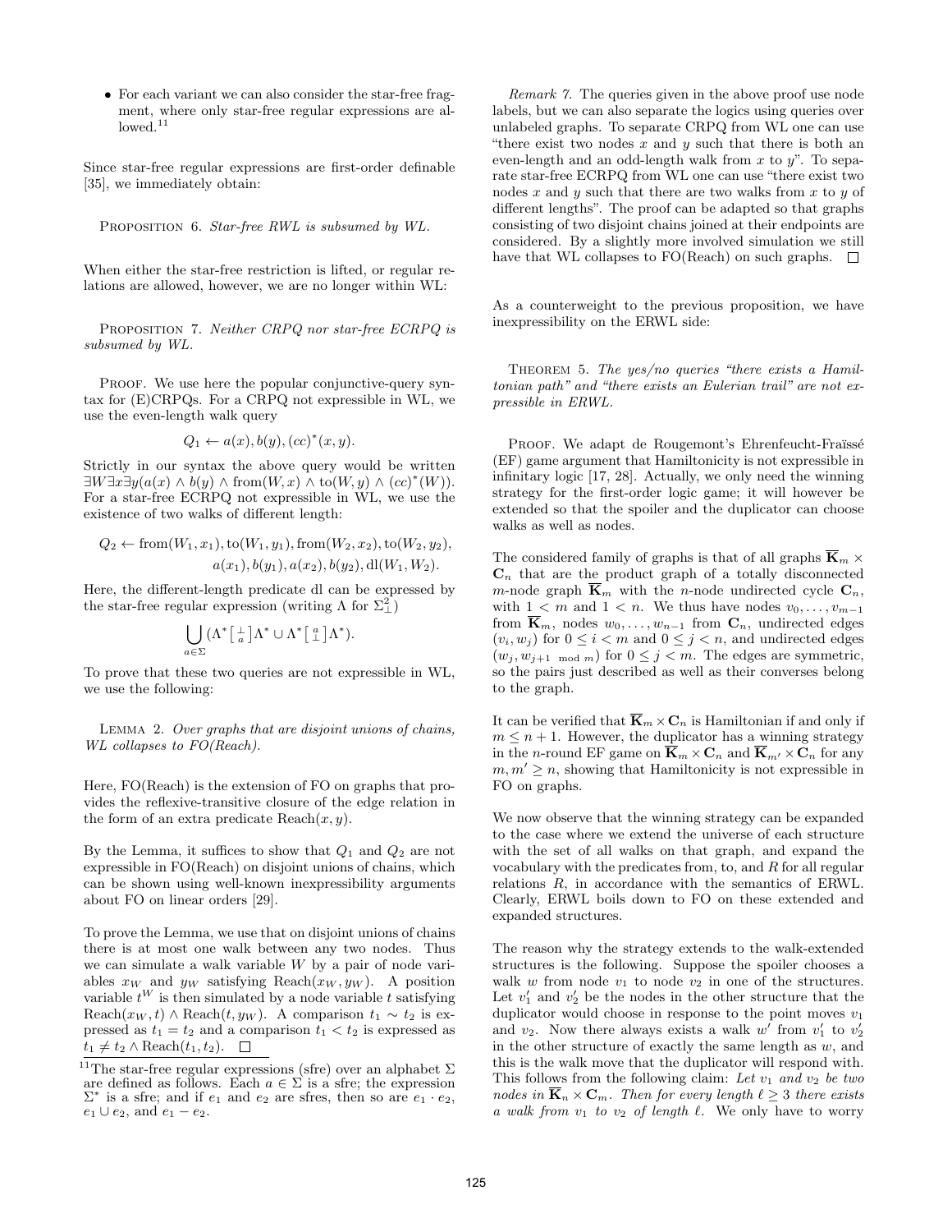- For each variant we can also consider the star-free fragment, where only star-free regular expressions are allowed.[11]

Since star-free regular expressions are first-order definable [35], we immediately obtain:

Proposition 6. *Star-free RWL is subsumed by WL.*

When either the star-free restriction is lifted, or regular relations are allowed, however, we are no longer within WL:

Proposition 7. *Neither CRPQ nor star-free ECRPQ is subsumed by WL.*

Proof. We use here the popular conjunctive-query syntax for (E)CRPQs. For a CRPQ not expressible in WL, we use the even-length walk query

$$Q_1 \leftarrow a(x), b(y), (cc)^*(x, y).$$

Strictly in our syntax the above query would be written $\exists W \exists x \exists y (a(x) \wedge b(y) \wedge \text{from}(W, x) \wedge \text{to}(W, y) \wedge (cc)^*(W))$. For a star-free ECRPQ not expressible in WL, we use the existence of two walks of different length:

$$Q_2 \leftarrow \text{from}(W_1, x_1), \text{to}(W_1, y_1), \text{from}(W_2, x_2), \text{to}(W_2, y_2), a(x_1), b(y_1), a(x_2), b(y_2), \text{dl}(W_1, W_2).$$

Here, the different-length predicate dl can be expressed by the star-free regular expression (writing $\Lambda$ for $\Sigma^2_\perp$)

$$\bigcup_{a \in \Sigma} (\Lambda^* \left[\begin{smallmatrix} \perp \\ a \end{smallmatrix}\right] \Lambda^* \cup \Lambda^* \left[\begin{smallmatrix} a \\ \perp \end{smallmatrix}\right] \Lambda^*).$$

To prove that these two queries are not expressible in WL, we use the following:

Lemma 2. *Over graphs that are disjoint unions of chains, WL collapses to FO(Reach).*

Here, FO(Reach) is the extension of FO on graphs that provides the reflexive-transitive closure of the edge relation in the form of an extra predicate $\text{Reach}(x, y)$.

By the Lemma, it suffices to show that $Q_1$ and $Q_2$ are not expressible in FO(Reach) on disjoint unions of chains, which can be shown using well-known inexpressibility arguments about FO on linear orders [29].

To prove the Lemma, we use that on disjoint unions of chains there is at most one walk between any two nodes. Thus we can simulate a walk variable $W$ by a pair of node variables $x_W$ and $y_W$ satisfying $\text{Reach}(x_W, y_W)$. A position variable $t^W$ is then simulated by a node variable $t$ satisfying $\text{Reach}(x_W, t) \wedge \text{Reach}(t, y_W)$. A comparison $t_1 \sim t_2$ is expressed as $t_1 = t_2$ and a comparison $t_1 < t_2$ is expressed as $t_1 \neq t_2 \wedge \text{Reach}(t_1, t_2)$. □

Remark 7. The queries given in the above proof use node labels, but we can also separate the logics using queries over unlabeled graphs. To separate CRPQ from WL one can use "there exist two nodes $x$ and $y$ such that there is both an even-length and an odd-length walk from $x$ to $y$". To separate star-free ECRPQ from WL one can use "there exist two nodes $x$ and $y$ such that there are two walks from $x$ to $y$ of different lengths". The proof can be adapted so that graphs consisting of two disjoint chains joined at their endpoints are considered. By a slightly more involved simulation we still have that WL collapses to FO(Reach) on such graphs. □

As a counterweight to the previous proposition, we have inexpressibility on the ERWL side:

Theorem 5. *The yes/no queries "there exists a Hamiltonian path" and "there exists an Eulerian trail" are not expressible in ERWL.*

Proof. We adapt de Rougemont's Ehrenfeucht-Fraïssé (EF) game argument that Hamiltonicity is not expressible in infinitary logic [17, 28]. Actually, we only need the winning strategy for the first-order logic game; it will however be extended so that the spoiler and the duplicator can choose walks as well as nodes.

The considered family of graphs is that of all graphs $\overline{\mathbf{K}}_m \times \mathbf{C}_n$ that are the product graph of a totally disconnected $m$-node graph $\overline{\mathbf{K}}_m$ with the $n$-node undirected cycle $\mathbf{C}_n$, with $1 < m$ and $1 < n$. We thus have nodes $v_0, \ldots, v_{m-1}$ from $\overline{\mathbf{K}}_m$, nodes $w_0, \ldots, w_{n-1}$ from $\mathbf{C}_n$, undirected edges $(v_i, w_j)$ for $0 \le i < m$ and $0 \le j < n$, and undirected edges $(w_j, w_{j+1 \mod m})$ for $0 \le j < m$. The edges are symmetric, so the pairs just described as well as their converses belong to the graph.

It can be verified that $\overline{\mathbf{K}}_m \times \mathbf{C}_n$ is Hamiltonian if and only if $m \le n + 1$. However, the duplicator has a winning strategy in the $n$-round EF game on $\overline{\mathbf{K}}_m \times \mathbf{C}_n$ and $\overline{\mathbf{K}}_{m'} \times \mathbf{C}_n$ for any $m, m' \ge n$, showing that Hamiltonicity is not expressible in FO on graphs.

We now observe that the winning strategy can be expanded to the case where we extend the universe of each structure with the set of all walks on that graph, and expand the vocabulary with the predicates from, to, and $R$ for all regular relations $R$, in accordance with the semantics of ERWL. Clearly, ERWL boils down to FO on these extended and expanded structures.

The reason why the strategy extends to the walk-extended structures is the following. Suppose the spoiler chooses a walk $w$ from node $v_1$ to node $v_2$ in one of the structures. Let $v_1'$ and $v_2'$ be the nodes in the other structure that the duplicator would choose in response to the point moves $v_1$ and $v_2$. Now there always exists a walk $w'$ from $v_1'$ to $v_2'$ in the other structure of exactly the same length as $w$, and this is the walk move that the duplicator will respond with. This follows from the following claim: *Let $v_1$ and $v_2$ be two nodes in $\overline{\mathbf{K}}_n \times \mathbf{C}_m$. Then for every length $\ell \ge 3$ there exists a walk from $v_1$ to $v_2$ of length $\ell$.* We only have to worry

[11] The star-free regular expressions (sfre) over an alphabet $\Sigma$ are defined as follows. Each $a \in \Sigma$ is a sfre; the expression $\Sigma^*$ is a sfre; and if $e_1$ and $e_2$ are sfres, then so are $e_1 \cdot e_2$, $e_1 \cup e_2$, and $e_1 - e_2$.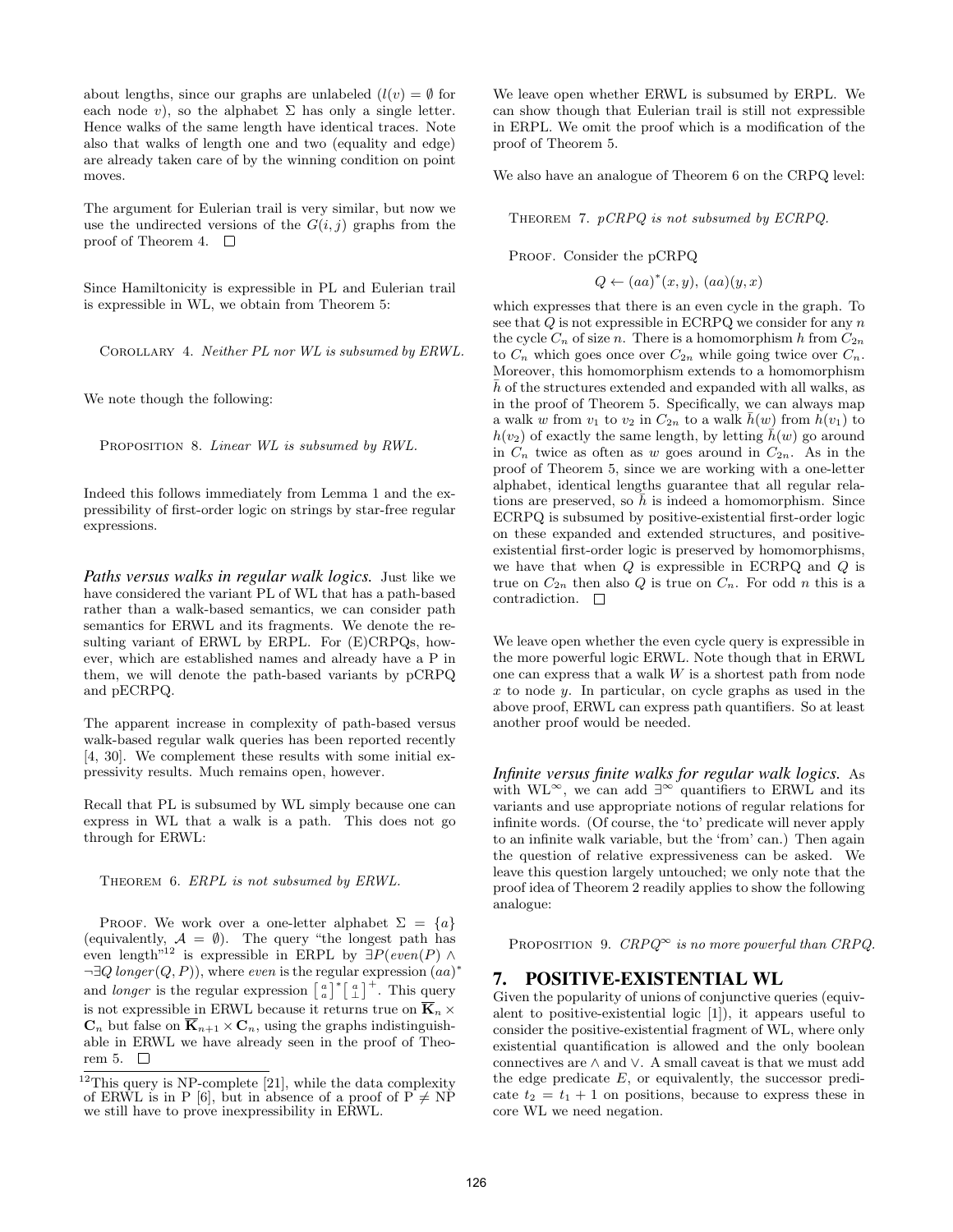about lengths, since our graphs are unlabeled ($l(v) = \emptyset$ for each node $v$), so the alphabet $\Sigma$ has only a single letter. Hence walks of the same length have identical traces. Note also that walks of length one and two (equality and edge) are already taken care of by the winning condition on point moves.

The argument for Eulerian trail is very similar, but now we use the undirected versions of the $G(i, j)$ graphs from the proof of Theorem 4. $\square$

Since Hamiltonicity is expressible in PL and Eulerian trail is expressible in WL, we obtain from Theorem 5:

Corollary 4. *Neither PL nor WL is subsumed by ERWL.*

We note though the following:

Proposition 8. *Linear WL is subsumed by RWL.*

Indeed this follows immediately from Lemma 1 and the expressibility of first-order logic on strings by star-free regular expressions.

***Paths versus walks in regular walk logics.*** Just like we have considered the variant PL of WL that has a path-based rather than a walk-based semantics, we can consider path semantics for ERWL and its fragments. We denote the resulting variant of ERWL by ERPL. For (E)CRPQs, however, which are established names and already have a P in them, we will denote the path-based variants by pCRPQ and pECRPQ.

The apparent increase in complexity of path-based versus walk-based regular walk queries has been reported recently [4, 30]. We complement these results with some initial expressivity results. Much remains open, however.

Recall that PL is subsumed by WL simply because one can express in WL that a walk is a path. This does not go through for ERWL:

Theorem 6. *ERPL is not subsumed by ERWL.*

Proof. We work over a one-letter alphabet $\Sigma = \{a\}$ (equivalently, $\mathcal{A} = \emptyset$). The query "the longest path has even length"[12] is expressible in ERPL by $\exists P(even(P) \wedge \neg\exists Q\, longer(Q, P))$, where *even* is the regular expression $(aa)^*$ and *longer* is the regular expression $\left[\begin{smallmatrix} a \\ a \end{smallmatrix}\right]^* \left[\begin{smallmatrix} a \\ \perp \end{smallmatrix}\right]^+$. This query is not expressible in ERWL because it returns true on $\overline{\mathbf{K}}_n \times \mathbf{C}_n$ but false on $\overline{\mathbf{K}}_{n+1} \times \mathbf{C}_n$, using the graphs indistinguishable in ERWL we have already seen in the proof of Theorem 5. $\square$

[12] This query is NP-complete [21], while the data complexity of ERWL is in P [6], but in absence of a proof of P $\neq$ NP we still have to prove inexpressibility in ERWL.

We leave open whether ERWL is subsumed by ERPL. We can show though that Eulerian trail is still not expressible in ERPL. We omit the proof which is a modification of the proof of Theorem 5.

We also have an analogue of Theorem 6 on the CRPQ level:

Theorem 7. *pCRPQ is not subsumed by ECRPQ.*

Proof. Consider the pCRPQ

$$Q \leftarrow (aa)^*(x, y),\, (aa)(y, x)$$

which expresses that there is an even cycle in the graph. To see that $Q$ is not expressible in ECRPQ we consider for any $n$ the cycle $C_n$ of size $n$. There is a homomorphism $h$ from $C_{2n}$ to $C_n$ which goes once over $C_{2n}$ while going twice over $C_n$. Moreover, this homomorphism extends to a homomorphism $\bar{h}$ of the structures extended and expanded with all walks, as in the proof of Theorem 5. Specifically, we can always map a walk $w$ from $v_1$ to $v_2$ in $C_{2n}$ to a walk $\bar{h}(w)$ from $h(v_1)$ to $h(v_2)$ of exactly the same length, by letting $\bar{h}(w)$ go around in $C_n$ twice as often as $w$ goes around in $C_{2n}$. As in the proof of Theorem 5, since we are working with a one-letter alphabet, identical lengths guarantee that all regular relations are preserved, so $\bar{h}$ is indeed a homomorphism. Since ECRPQ is subsumed by positive-existential first-order logic on these expanded and extended structures, and positive-existential first-order logic is preserved by homomorphisms, we have that when $Q$ is expressible in ECRPQ and $Q$ is true on $C_{2n}$ then also $Q$ is true on $C_n$. For odd $n$ this is a contradiction. $\square$

We leave open whether the even cycle query is expressible in the more powerful logic ERWL. Note though that in ERWL one can express that a walk $W$ is a shortest path from node $x$ to node $y$. In particular, on cycle graphs as used in the above proof, ERWL can express path quantifiers. So at least another proof would be needed.

***Infinite versus finite walks for regular walk logics.*** As with WL$^\infty$, we can add $\exists^\infty$ quantifiers to ERWL and its variants and use appropriate notions of regular relations for infinite words. (Of course, the 'to' predicate will never apply to an infinite walk variable, but the 'from' can.) Then again the question of relative expressiveness can be asked. We leave this question largely untouched; we only note that the proof idea of Theorem 2 readily applies to show the following analogue:

Proposition 9. *CRPQ$^\infty$ is no more powerful than CRPQ.*

## 7. POSITIVE-EXISTENTIAL WL

Given the popularity of unions of conjunctive queries (equivalent to positive-existential logic [1]), it appears useful to consider the positive-existential fragment of WL, where only existential quantification is allowed and the only boolean connectives are $\wedge$ and $\vee$. A small caveat is that we must add the edge predicate $E$, or equivalently, the successor predicate $t_2 = t_1 + 1$ on positions, because to express these in core WL we need negation.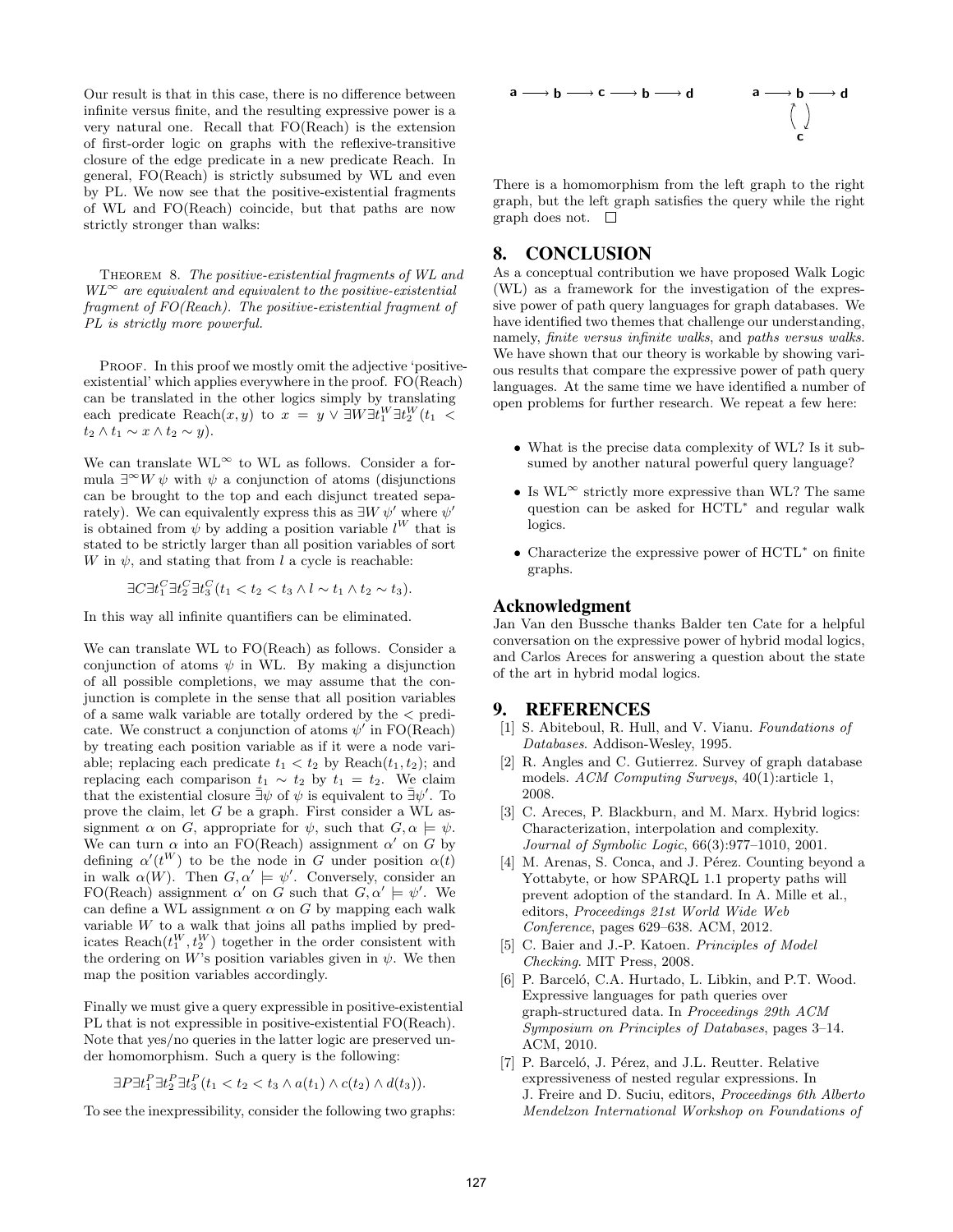Our result is that in this case, there is no difference between infinite versus finite, and the resulting expressive power is a very natural one. Recall that FO(Reach) is the extension of first-order logic on graphs with the reflexive-transitive closure of the edge predicate in a new predicate Reach. In general, FO(Reach) is strictly subsumed by WL and even by PL. We now see that the positive-existential fragments of WL and FO(Reach) coincide, but that paths are now strictly stronger than walks:

THEOREM 8. *The positive-existential fragments of WL and $WL^\infty$ are equivalent and equivalent to the positive-existential fragment of FO(Reach). The positive-existential fragment of PL is strictly more powerful.*

PROOF. In this proof we mostly omit the adjective 'positive-existential' which applies everywhere in the proof. FO(Reach) can be translated in the other logics simply by translating each predicate Reach$(x, y)$ to $x = y \vee \exists W \exists t_1^W \exists t_2^W (t_1 < t_2 \wedge t_1 \sim x \wedge t_2 \sim y)$.

We can translate $WL^\infty$ to WL as follows. Consider a formula $\exists^\infty W \, \psi$ with $\psi$ a conjunction of atoms (disjunctions can be brought to the top and each disjunct treated separately). We can equivalently express this as $\exists W \, \psi'$ where $\psi'$ is obtained from $\psi$ by adding a position variable $l^W$ that is stated to be strictly larger than all position variables of sort $W$ in $\psi$, and stating that from $l$ a cycle is reachable:

$$\exists C \exists t_1^C \exists t_2^C \exists t_3^C (t_1 < t_2 < t_3 \wedge l \sim t_1 \wedge t_2 \sim t_3).$$

In this way all infinite quantifiers can be eliminated.

We can translate WL to FO(Reach) as follows. Consider a conjunction of atoms $\psi$ in WL. By making a disjunction of all possible completions, we may assume that the conjunction is complete in the sense that all position variables of a same walk variable are totally ordered by the $<$ predicate. We construct a conjunction of atoms $\psi'$ in FO(Reach) by treating each position variable as if it were a node variable; replacing each predicate $t_1 < t_2$ by Reach$(t_1, t_2)$; and replacing each comparison $t_1 \sim t_2$ by $t_1 = t_2$. We claim that the existential closure $\bar{\exists}\psi$ of $\psi$ is equivalent to $\bar{\exists}\psi'$. To prove the claim, let $G$ be a graph. First consider a WL assignment $\alpha$ on $G$, appropriate for $\psi$, such that $G, \alpha \models \psi$. We can turn $\alpha$ into an FO(Reach) assignment $\alpha'$ on $G$ by defining $\alpha'(t^W)$ to be the node in $G$ under position $\alpha(t)$ in walk $\alpha(W)$. Then $G, \alpha' \models \psi'$. Conversely, consider an FO(Reach) assignment $\alpha'$ on $G$ such that $G, \alpha' \models \psi'$. We can define a WL assignment $\alpha$ on $G$ by mapping each walk variable $W$ to a walk that joins all paths implied by predicates Reach$(t_1^W, t_2^W)$ together in the order consistent with the ordering on $W$'s position variables given in $\psi$. We then map the position variables accordingly.

Finally we must give a query expressible in positive-existential PL that is not expressible in positive-existential FO(Reach). Note that yes/no queries in the latter logic are preserved under homomorphism. Such a query is the following:

$$\exists P \exists t_1^P \exists t_2^P \exists t_3^P (t_1 < t_2 < t_3 \wedge a(t_1) \wedge c(t_2) \wedge d(t_3)).$$

To see the inexpressibility, consider the following two graphs:

a ⟶ b ⟶ c ⟶ b ⟶ d        a ⟶ b ⟶ d (with b ⇄ c)

There is a homomorphism from the left graph to the right graph, but the left graph satisfies the query while the right graph does not. □

## 8. CONCLUSION

As a conceptual contribution we have proposed Walk Logic (WL) as a framework for the investigation of the expressive power of path query languages for graph databases. We have identified two themes that challenge our understanding, namely, *finite versus infinite walks*, and *paths versus walks*. We have shown that our theory is workable by showing various results that compare the expressive power of path query languages. At the same time we have identified a number of open problems for further research. We repeat a few here:

- What is the precise data complexity of WL? Is it subsumed by another natural powerful query language?
- Is $WL^\infty$ strictly more expressive than WL? The same question can be asked for HCTL* and regular walk logics.
- Characterize the expressive power of HCTL* on finite graphs.

## Acknowledgment

Jan Van den Bussche thanks Balder ten Cate for a helpful conversation on the expressive power of hybrid modal logics, and Carlos Areces for answering a question about the state of the art in hybrid modal logics.

## 9. REFERENCES

[1] S. Abiteboul, R. Hull, and V. Vianu. *Foundations of Databases*. Addison-Wesley, 1995.

[2] R. Angles and C. Gutierrez. Survey of graph database models. *ACM Computing Surveys*, 40(1):article 1, 2008.

[3] C. Areces, P. Blackburn, and M. Marx. Hybrid logics: Characterization, interpolation and complexity. *Journal of Symbolic Logic*, 66(3):977–1010, 2001.

[4] M. Arenas, S. Conca, and J. Pérez. Counting beyond a Yottabyte, or how SPARQL 1.1 property paths will prevent adoption of the standard. In A. Mille et al., editors, *Proceedings 21st World Wide Web Conference*, pages 629–638. ACM, 2012.

[5] C. Baier and J.-P. Katoen. *Principles of Model Checking*. MIT Press, 2008.

[6] P. Barceló, C.A. Hurtado, L. Libkin, and P.T. Wood. Expressive languages for path queries over graph-structured data. In *Proceedings 29th ACM Symposium on Principles of Databases*, pages 3–14. ACM, 2010.

[7] P. Barceló, J. Pérez, and J.L. Reutter. Relative expressiveness of nested regular expressions. In J. Freire and D. Suciu, editors, *Proceedings 6th Alberto Mendelzon International Workshop on Foundations of*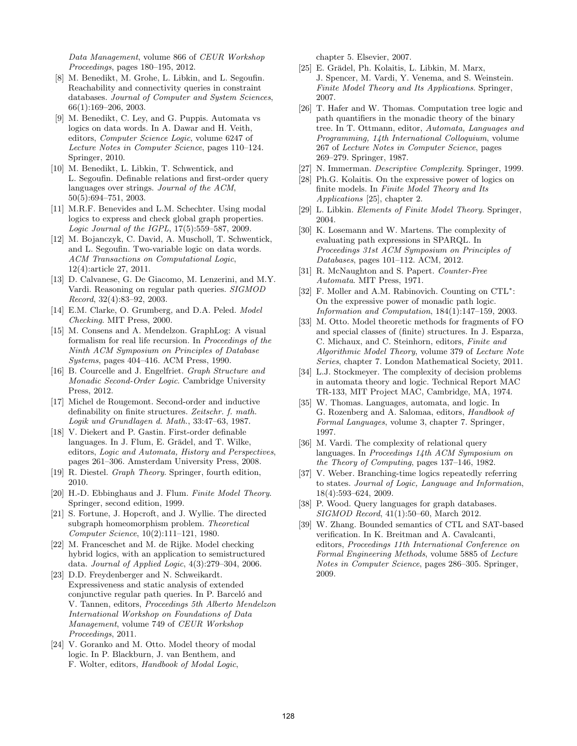*Data Management*, volume 866 of *CEUR Workshop Proceedings*, pages 180–195, 2012.

[8] M. Benedikt, M. Grohe, L. Libkin, and L. Segoufin. Reachability and connectivity queries in constraint databases. *Journal of Computer and System Sciences*, 66(1):169–206, 2003.

[9] M. Benedikt, C. Ley, and G. Puppis. Automata vs logics on data words. In A. Dawar and H. Veith, editors, *Computer Science Logic*, volume 6247 of *Lecture Notes in Computer Science*, pages 110–124. Springer, 2010.

[10] M. Benedikt, L. Libkin, T. Schwentick, and L. Segoufin. Definable relations and first-order query languages over strings. *Journal of the ACM*, 50(5):694–751, 2003.

[11] M.R.F. Benevides and L.M. Schechter. Using modal logics to express and check global graph properties. *Logic Journal of the IGPL*, 17(5):559–587, 2009.

[12] M. Bojanczyk, C. David, A. Muscholl, T. Schwentick, and L. Segoufin. Two-variable logic on data words. *ACM Transactions on Computational Logic*, 12(4):article 27, 2011.

[13] D. Calvanese, G. De Giacomo, M. Lenzerini, and M.Y. Vardi. Reasoning on regular path queries. *SIGMOD Record*, 32(4):83–92, 2003.

[14] E.M. Clarke, O. Grumberg, and D.A. Peled. *Model Checking*. MIT Press, 2000.

[15] M. Consens and A. Mendelzon. GraphLog: A visual formalism for real life recursion. In *Proceedings of the Ninth ACM Symposium on Principles of Database Systems*, pages 404–416. ACM Press, 1990.

[16] B. Courcelle and J. Engelfriet. *Graph Structure and Monadic Second-Order Logic*. Cambridge University Press, 2012.

[17] Michel de Rougemont. Second-order and inductive definability on finite structures. *Zeitschr. f. math. Logik und Grundlagen d. Math.*, 33:47–63, 1987.

[18] V. Diekert and P. Gastin. First-order definable languages. In J. Flum, E. Grädel, and T. Wilke, editors, *Logic and Automata, History and Perspectives*, pages 261–306. Amsterdam University Press, 2008.

[19] R. Diestel. *Graph Theory*. Springer, fourth edition, 2010.

[20] H.-D. Ebbinghaus and J. Flum. *Finite Model Theory*. Springer, second edition, 1999.

[21] S. Fortune, J. Hopcroft, and J. Wyllie. The directed subgraph homeomorphism problem. *Theoretical Computer Science*, 10(2):111–121, 1980.

[22] M. Franceschet and M. de Rijke. Model checking hybrid logics, with an application to semistructured data. *Journal of Applied Logic*, 4(3):279–304, 2006.

[23] D.D. Freydenberger and N. Schweikardt. Expressiveness and static analysis of extended conjunctive regular path queries. In P. Barceló and V. Tannen, editors, *Proceedings 5th Alberto Mendelzon International Workshop on Foundations of Data Management*, volume 749 of *CEUR Workshop Proceedings*, 2011.

[24] V. Goranko and M. Otto. Model theory of modal logic. In P. Blackburn, J. van Benthem, and F. Wolter, editors, *Handbook of Modal Logic*, chapter 5. Elsevier, 2007.

[25] E. Grädel, Ph. Kolaitis, L. Libkin, M. Marx, J. Spencer, M. Vardi, Y. Venema, and S. Weinstein. *Finite Model Theory and Its Applications*. Springer, 2007.

[26] T. Hafer and W. Thomas. Computation tree logic and path quantifiers in the monadic theory of the binary tree. In T. Ottmann, editor, *Automata, Languages and Programming, 14th International Colloquium*, volume 267 of *Lecture Notes in Computer Science*, pages 269–279. Springer, 1987.

[27] N. Immerman. *Descriptive Complexity*. Springer, 1999.

[28] Ph.G. Kolaitis. On the expressive power of logics on finite models. In *Finite Model Theory and Its Applications* [25], chapter 2.

[29] L. Libkin. *Elements of Finite Model Theory*. Springer, 2004.

[30] K. Losemann and W. Martens. The complexity of evaluating path expressions in SPARQL. In *Proceedings 31st ACM Symposium on Principles of Databases*, pages 101–112. ACM, 2012.

[31] R. McNaughton and S. Papert. *Counter-Free Automata*. MIT Press, 1971.

[32] F. Moller and A.M. Rabinovich. Counting on CTL$^*$: On the expressive power of monadic path logic. *Information and Computation*, 184(1):147–159, 2003.

[33] M. Otto. Model theoretic methods for fragments of FO and special classes of (finite) structures. In J. Esparza, C. Michaux, and C. Steinhorn, editors, *Finite and Algorithmic Model Theory*, volume 379 of *Lecture Note Series*, chapter 7. London Mathematical Society, 2011.

[34] L.J. Stockmeyer. The complexity of decision problems in automata theory and logic. Technical Report MAC TR-133, MIT Project MAC, Cambridge, MA, 1974.

[35] W. Thomas. Languages, automata, and logic. In G. Rozenberg and A. Salomaa, editors, *Handbook of Formal Languages*, volume 3, chapter 7. Springer, 1997.

[36] M. Vardi. The complexity of relational query languages. In *Proceedings 14th ACM Symposium on the Theory of Computing*, pages 137–146, 1982.

[37] V. Weber. Branching-time logics repeatedly referring to states. *Journal of Logic, Language and Information*, 18(4):593–624, 2009.

[38] P. Wood. Query languages for graph databases. *SIGMOD Record*, 41(1):50–60, March 2012.

[39] W. Zhang. Bounded semantics of CTL and SAT-based verification. In K. Breitman and A. Cavalcanti, editors, *Proceedings 11th International Conference on Formal Engineering Methods*, volume 5885 of *Lecture Notes in Computer Science*, pages 286–305. Springer, 2009.